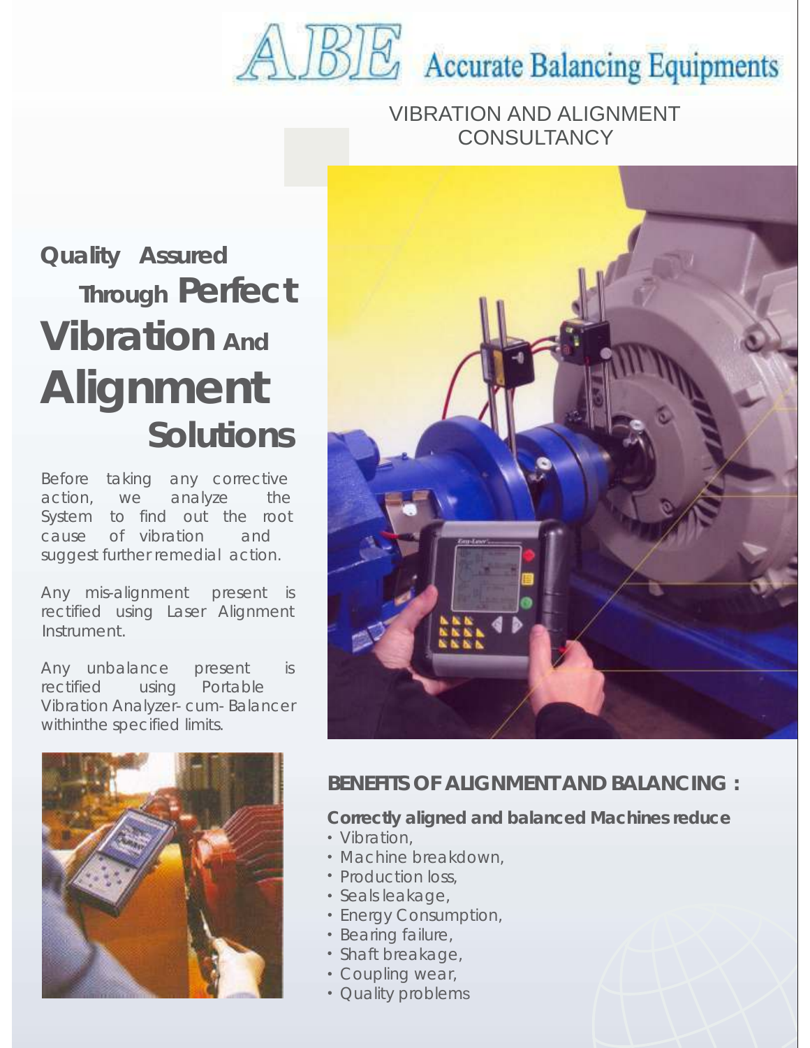# ABE Accurate Balancing Equipments

## VIBRATION AND ALIGNMENT CONSULTANCY

## Quality Assured Through Perfect Vibration And Alignment Solutions

Before taking any corrective action, we analyze the System to find out the root cause of vibration and suggest further remedial action.

Any mis-alignment present is rectified using Laser Alignment Instrument.

Any unbalance present is rectified using Portable Vibration Analyzer- cum- Balancer withinthe specified limits.

### BENEFITS OF ALIGNMENT AND BALANCING :

**Correctly aligned and balanced Machines reduce**

- Vibration,
- Machine breakdown,
- Production loss,
- Seals leakage,
- Energy Consumption,
- Bearing failure,
- Shaft breakage,
- Coupling wear,
- Quality problems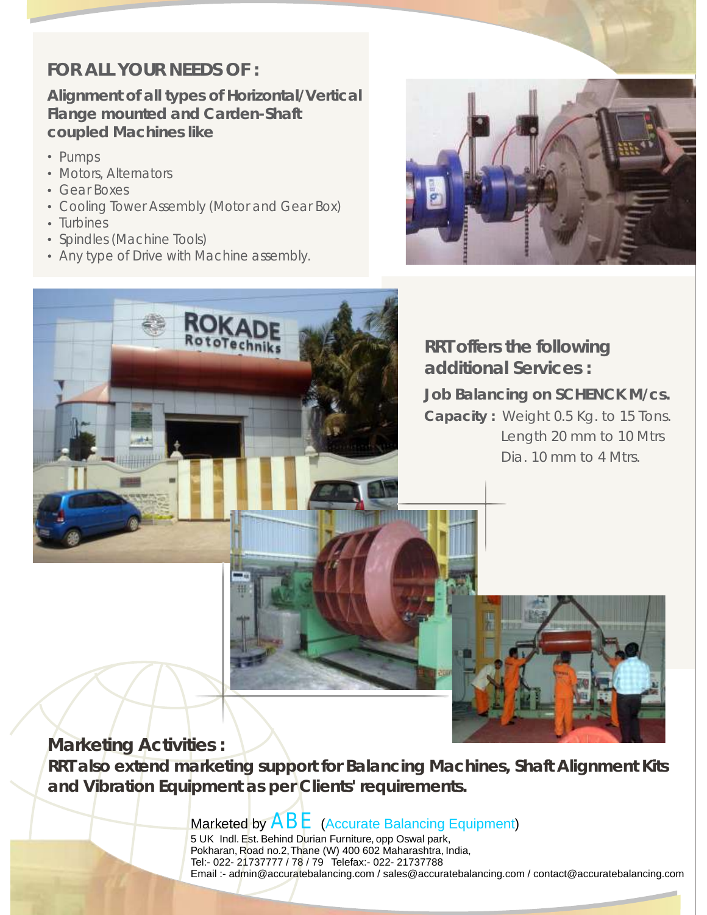## FOR ALL YOUR NEEDS OF :

**Alignment of all types of Horizontal/Vertical Flange mounted and Carden-Shaft coupled Machines like**

- Pumps
- Motors, Alternators
- Gear Boxes
- Cooling Tower Assembly (Motor and Gear Box)
- Turbines
- Spindles (Machine Tools)
- Any type of Drive with Machine assembly.

## RRT offers the following additional Services :

**Job Balancing on SCHENCK M/cs.**

**Capacity :** Weight 0.5 Kg. to 15 Tons.
Length 20 mm to 10 Mtrs
Dia. 10 mm to 4 Mtrs.

## Marketing Activities :

**RRT also extend marketing support for Balancing Machines, Shaft Alignment Kits and Vibration Equipment as per Clients' requirements.**

Marketed by ABE (Accurate Balancing Equipment)
5 UK Indl. Est. Behind Durian Furniture, opp Oswal park,
Pokharan, Road no.2, Thane (W) 400 602 Maharashtra, India,
Tel:- 022- 21737777 / 78 / 79 Telefax:- 022- 21737788
Email :- admin@accuratebalancing.com / sales@accuratebalancing.com / contact@accuratebalancing.com